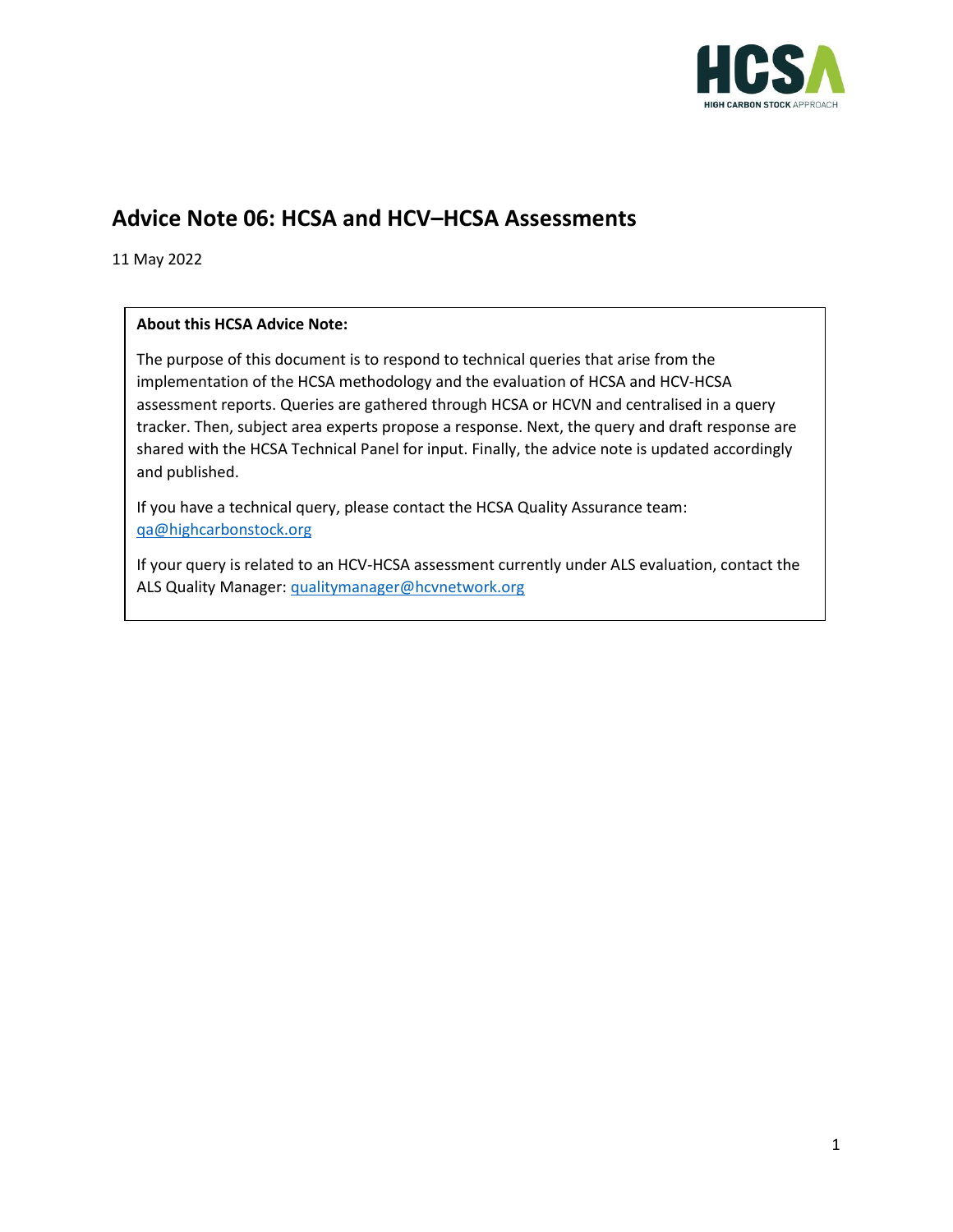# Advice Note 06: HCSA and HCV–HCSA Assessments

11 May 2022

**About this HCSA Advice Note:**

The purpose of this document is to respond to technical queries that arise from the implementation of the HCSA methodology and the evaluation of HCSA and HCV-HCSA assessment reports. Queries are gathered through HCSA or HCVN and centralised in a query tracker. Then, subject area experts propose a response. Next, the query and draft response are shared with the HCSA Technical Panel for input. Finally, the advice note is updated accordingly and published.

If you have a technical query, please contact the HCSA Quality Assurance team: [qa@highcarbonstock.org](mailto:qa@highcarbonstock.org)

If your query is related to an HCV-HCSA assessment currently under ALS evaluation, contact the ALS Quality Manager: [qualitymanager@hcvnetwork.org](mailto:qualitymanager@hcvnetwork.org)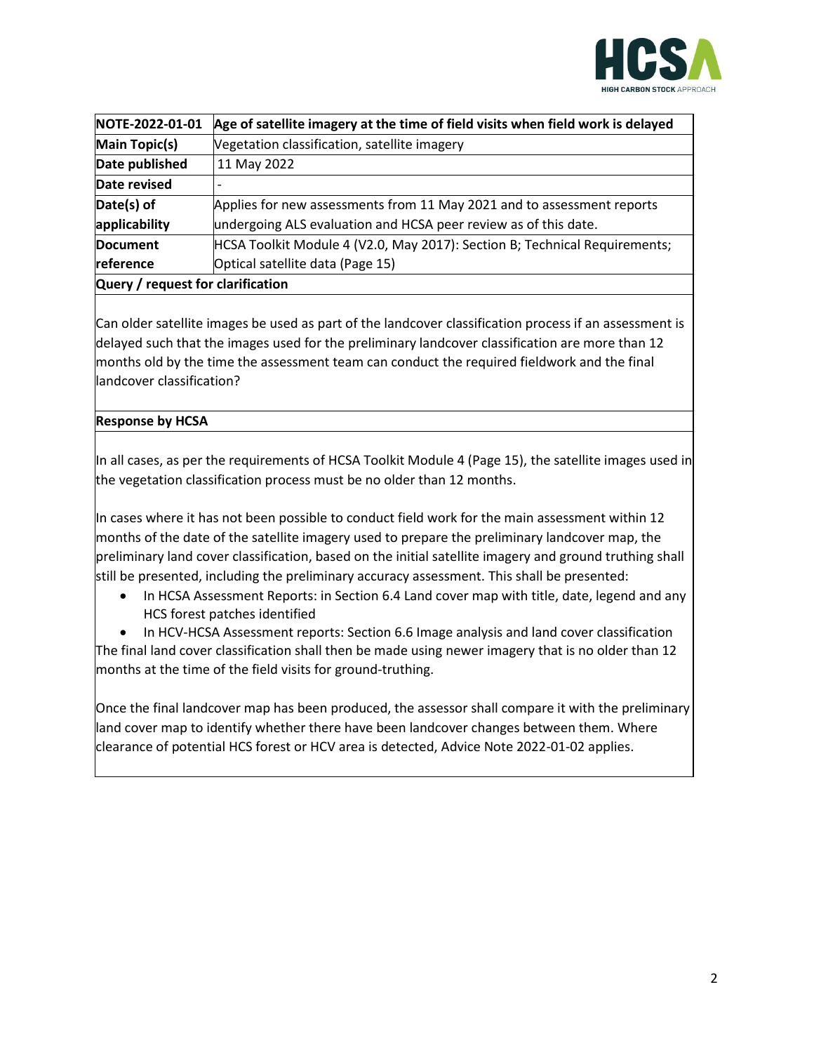| NOTE-2022-01-01 | Age of satellite imagery at the time of field visits when field work is delayed |
|---|---|
| **Main Topic(s)** | Vegetation classification, satellite imagery |
| **Date published** | 11 May 2022 |
| **Date revised** | - |
| **Date(s) of applicability** | Applies for new assessments from 11 May 2021 and to assessment reports undergoing ALS evaluation and HCSA peer review as of this date. |
| **Document reference** | HCSA Toolkit Module 4 (V2.0, May 2017): Section B; Technical Requirements; Optical satellite data (Page 15) |

**Query / request for clarification**

Can older satellite images be used as part of the landcover classification process if an assessment is delayed such that the images used for the preliminary landcover classification are more than 12 months old by the time the assessment team can conduct the required fieldwork and the final landcover classification?

**Response by HCSA**

In all cases, as per the requirements of HCSA Toolkit Module 4 (Page 15), the satellite images used in the vegetation classification process must be no older than 12 months.

In cases where it has not been possible to conduct field work for the main assessment within 12 months of the date of the satellite imagery used to prepare the preliminary landcover map, the preliminary land cover classification, based on the initial satellite imagery and ground truthing shall still be presented, including the preliminary accuracy assessment. This shall be presented:

- In HCSA Assessment Reports: in Section 6.4 Land cover map with title, date, legend and any HCS forest patches identified
- In HCV-HCSA Assessment reports: Section 6.6 Image analysis and land cover classification

The final land cover classification shall then be made using newer imagery that is no older than 12 months at the time of the field visits for ground-truthing.

Once the final landcover map has been produced, the assessor shall compare it with the preliminary land cover map to identify whether there have been landcover changes between them. Where clearance of potential HCS forest or HCV area is detected, Advice Note 2022-01-02 applies.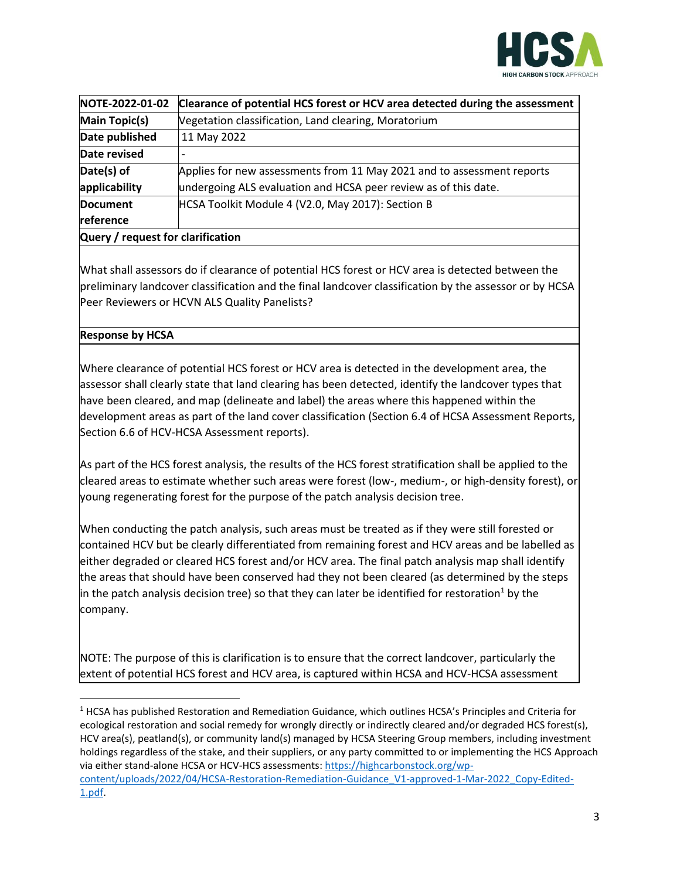| NOTE-2022-01-02 | Clearance of potential HCS forest or HCV area detected during the assessment |
|---|---|
| **Main Topic(s)** | Vegetation classification, Land clearing, Moratorium |
| **Date published** | 11 May 2022 |
| **Date revised** | - |
| **Date(s) of applicability** | Applies for new assessments from 11 May 2021 and to assessment reports undergoing ALS evaluation and HCSA peer review as of this date. |
| **Document reference** | HCSA Toolkit Module 4 (V2.0, May 2017): Section B |

**Query / request for clarification**

What shall assessors do if clearance of potential HCS forest or HCV area is detected between the preliminary landcover classification and the final landcover classification by the assessor or by HCSA Peer Reviewers or HCVN ALS Quality Panelists?

**Response by HCSA**

Where clearance of potential HCS forest or HCV area is detected in the development area, the assessor shall clearly state that land clearing has been detected, identify the landcover types that have been cleared, and map (delineate and label) the areas where this happened within the development areas as part of the land cover classification (Section 6.4 of HCSA Assessment Reports, Section 6.6 of HCV-HCSA Assessment reports).

As part of the HCS forest analysis, the results of the HCS forest stratification shall be applied to the cleared areas to estimate whether such areas were forest (low-, medium-, or high-density forest), or young regenerating forest for the purpose of the patch analysis decision tree.

When conducting the patch analysis, such areas must be treated as if they were still forested or contained HCV but be clearly differentiated from remaining forest and HCV areas and be labelled as either degraded or cleared HCS forest and/or HCV area. The final patch analysis map shall identify the areas that should have been conserved had they not been cleared (as determined by the steps in the patch analysis decision tree) so that they can later be identified for restoration[1] by the company.

NOTE: The purpose of this is clarification is to ensure that the correct landcover, particularly the extent of potential HCS forest and HCV area, is captured within HCSA and HCV-HCSA assessment

[1] HCSA has published Restoration and Remediation Guidance, which outlines HCSA's Principles and Criteria for ecological restoration and social remedy for wrongly directly or indirectly cleared and/or degraded HCS forest(s), HCV area(s), peatland(s), or community land(s) managed by HCSA Steering Group members, including investment holdings regardless of the stake, and their suppliers, or any party committed to or implementing the HCS Approach via either stand-alone HCSA or HCV-HCS assessments: https://highcarbonstock.org/wp-content/uploads/2022/04/HCSA-Restoration-Remediation-Guidance_V1-approved-1-Mar-2022_Copy-Edited-1.pdf.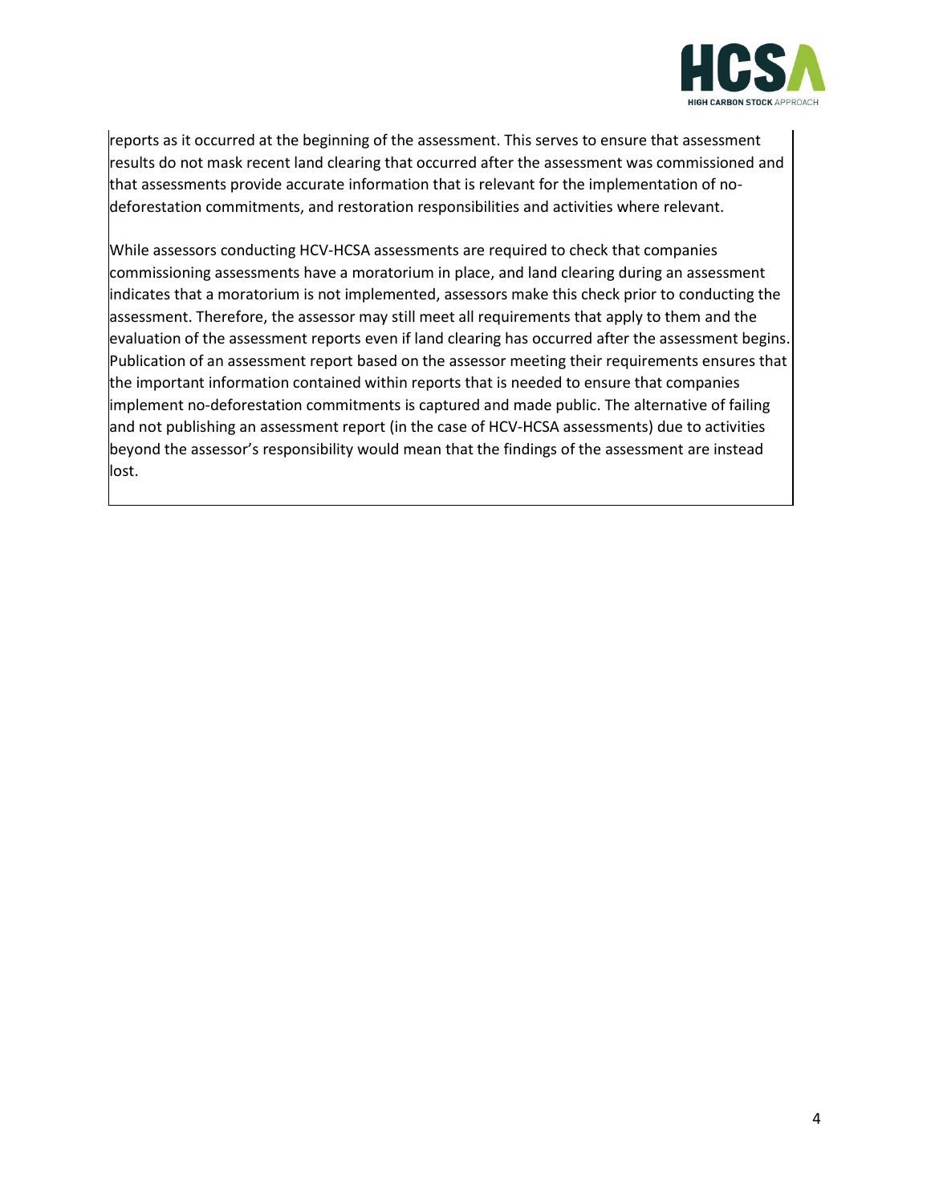reports as it occurred at the beginning of the assessment. This serves to ensure that assessment results do not mask recent land clearing that occurred after the assessment was commissioned and that assessments provide accurate information that is relevant for the implementation of no-deforestation commitments, and restoration responsibilities and activities where relevant.

While assessors conducting HCV-HCSA assessments are required to check that companies commissioning assessments have a moratorium in place, and land clearing during an assessment indicates that a moratorium is not implemented, assessors make this check prior to conducting the assessment. Therefore, the assessor may still meet all requirements that apply to them and the evaluation of the assessment reports even if land clearing has occurred after the assessment begins. Publication of an assessment report based on the assessor meeting their requirements ensures that the important information contained within reports that is needed to ensure that companies implement no-deforestation commitments is captured and made public. The alternative of failing and not publishing an assessment report (in the case of HCV-HCSA assessments) due to activities beyond the assessor's responsibility would mean that the findings of the assessment are instead lost.